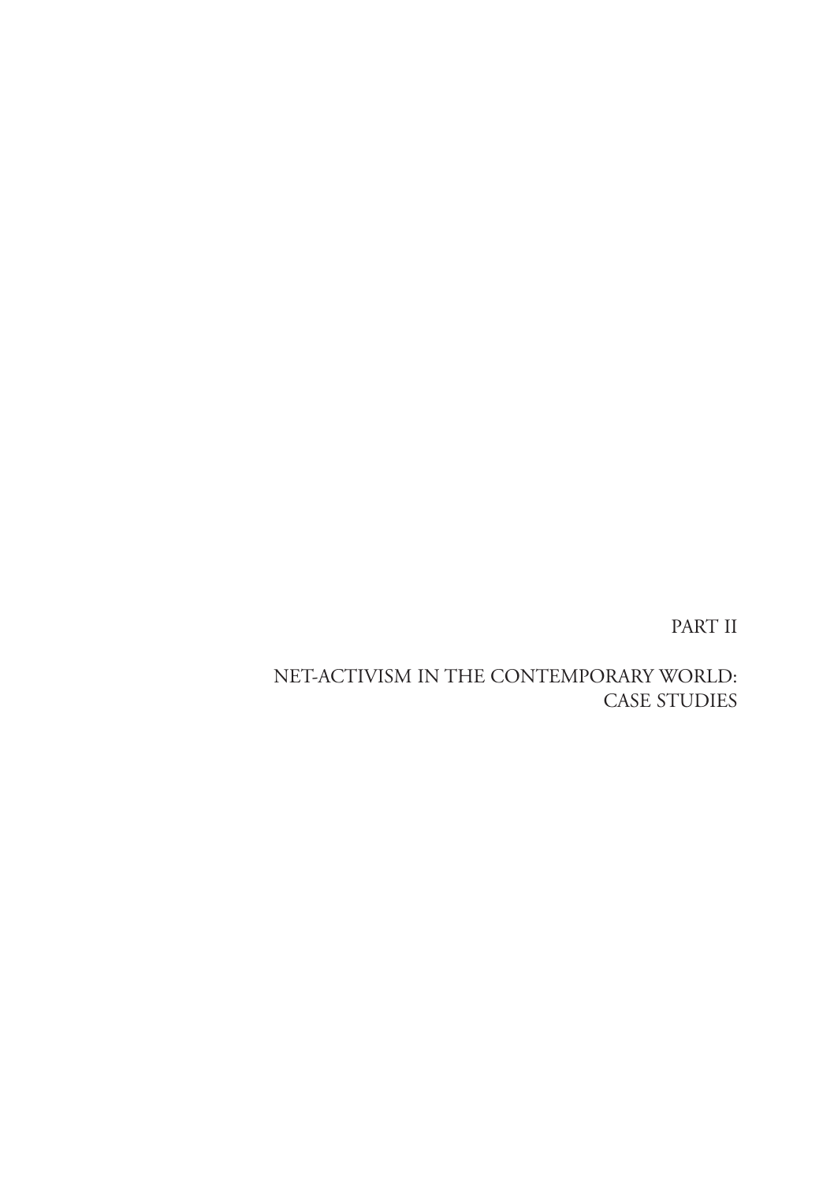# PART II

# NET-ACTIVISM IN THE CONTEMPORARY WORLD: CASE STUDIES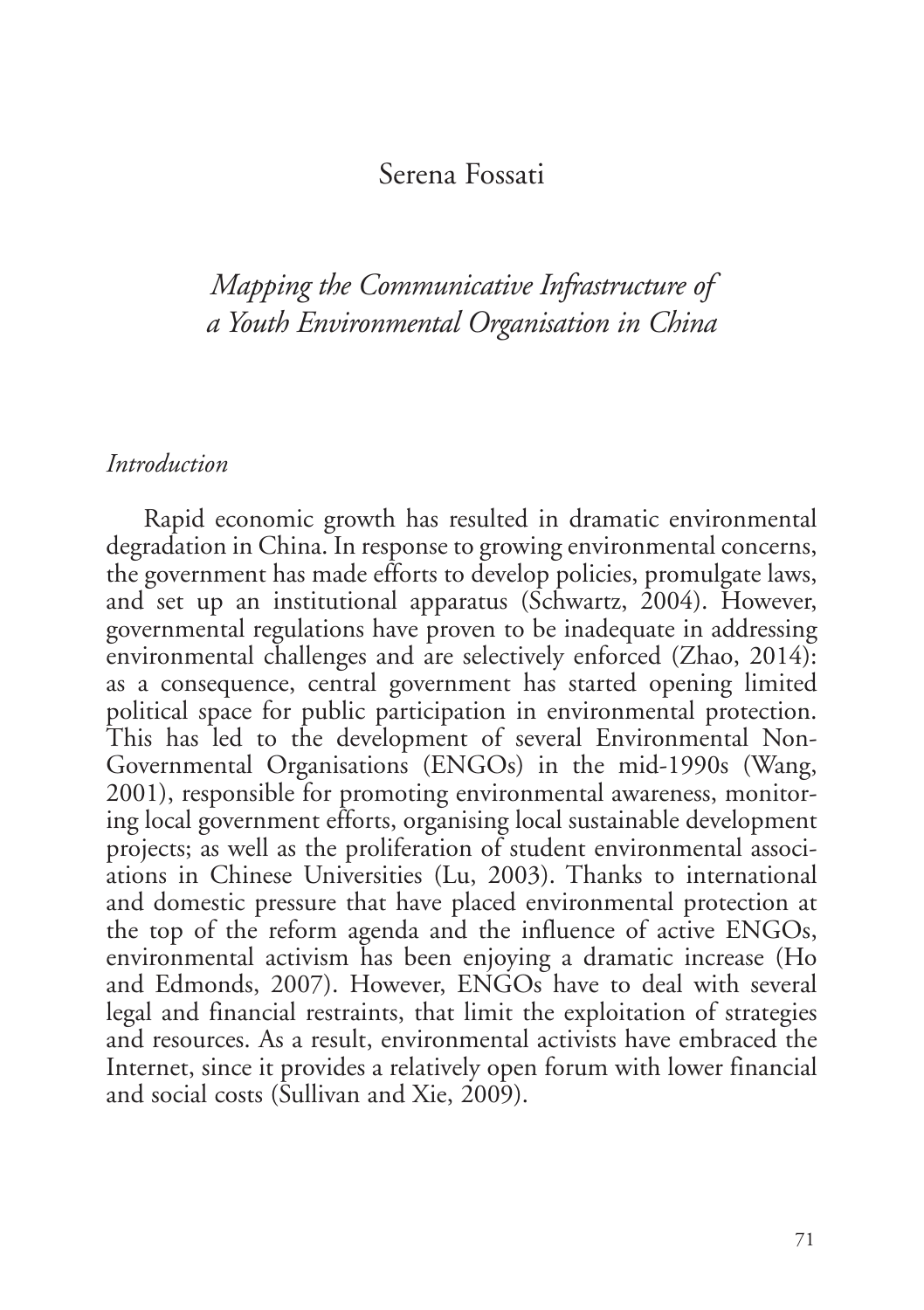Serena Fossati

# *Mapping the Communicative Infrastructure of a Youth Environmental Organisation in China*

## *Introduction*

Rapid economic growth has resulted in dramatic environmental degradation in China. In response to growing environmental concerns, the government has made efforts to develop policies, promulgate laws, and set up an institutional apparatus (Schwartz, 2004). However, governmental regulations have proven to be inadequate in addressing environmental challenges and are selectively enforced (Zhao, 2014): as a consequence, central government has started opening limited political space for public participation in environmental protection. This has led to the development of several Environmental Non-Governmental Organisations (ENGOs) in the mid-1990s (Wang, 2001), responsible for promoting environmental awareness, monitoring local government efforts, organising local sustainable development projects; as well as the proliferation of student environmental associations in Chinese Universities (Lu, 2003). Thanks to international and domestic pressure that have placed environmental protection at the top of the reform agenda and the influence of active ENGOs, environmental activism has been enjoying a dramatic increase (Ho and Edmonds, 2007). However, ENGOs have to deal with several legal and financial restraints, that limit the exploitation of strategies and resources. As a result, environmental activists have embraced the Internet, since it provides a relatively open forum with lower financial and social costs (Sullivan and Xie, 2009).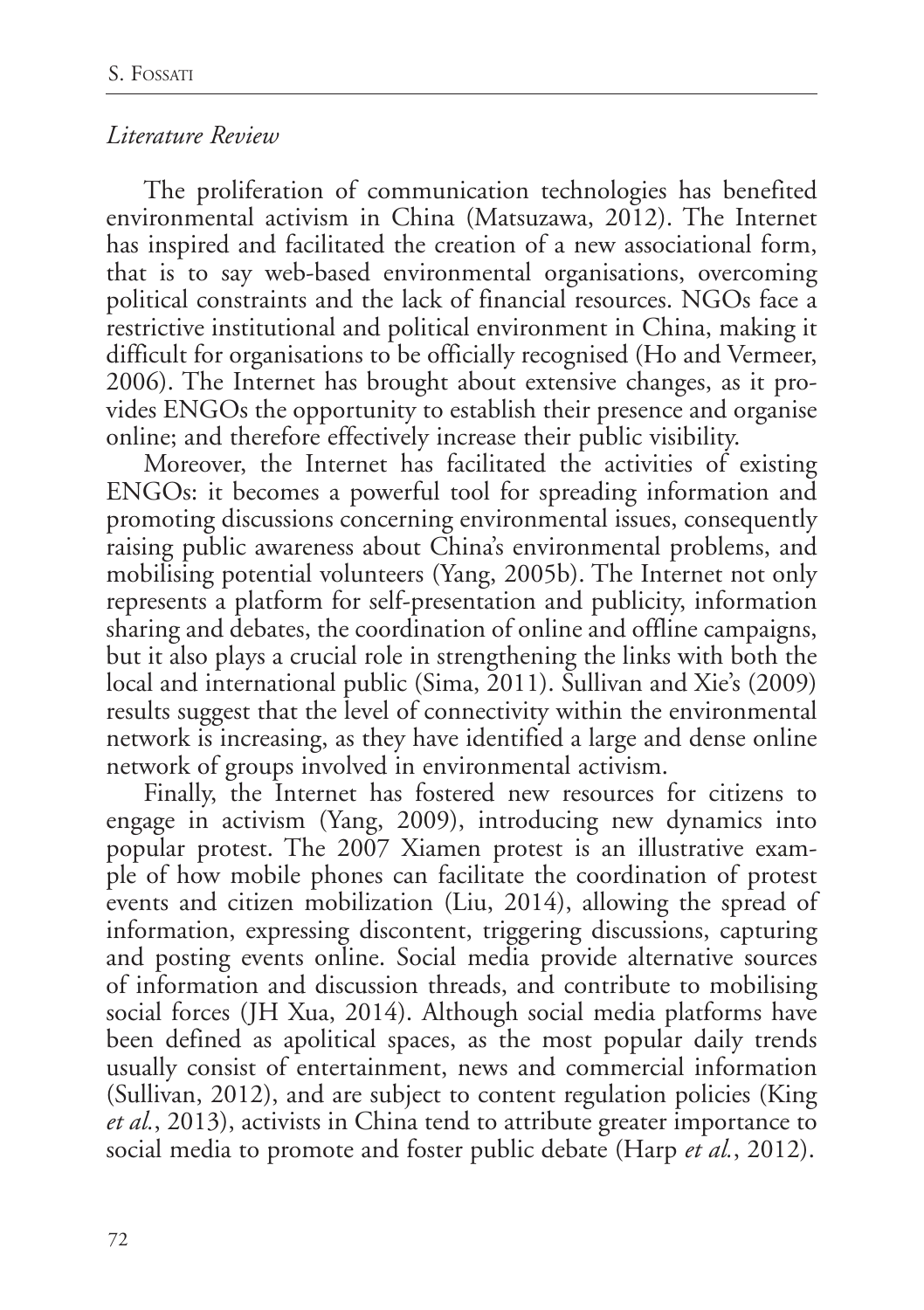*Literature Review*

The proliferation of communication technologies has benefited environmental activism in China (Matsuzawa, 2012). The Internet has inspired and facilitated the creation of a new associational form, that is to say web-based environmental organisations, overcoming political constraints and the lack of financial resources. NGOs face a restrictive institutional and political environment in China, making it difficult for organisations to be officially recognised (Ho and Vermeer, 2006). The Internet has brought about extensive changes, as it provides ENGOs the opportunity to establish their presence and organise online; and therefore effectively increase their public visibility.

Moreover, the Internet has facilitated the activities of existing ENGOs: it becomes a powerful tool for spreading information and promoting discussions concerning environmental issues, consequently raising public awareness about China's environmental problems, and mobilising potential volunteers (Yang, 2005b). The Internet not only represents a platform for self-presentation and publicity, information sharing and debates, the coordination of online and offline campaigns, but it also plays a crucial role in strengthening the links with both the local and international public (Sima, 2011). Sullivan and Xie's (2009) results suggest that the level of connectivity within the environmental network is increasing, as they have identified a large and dense online network of groups involved in environmental activism.

Finally, the Internet has fostered new resources for citizens to engage in activism (Yang, 2009), introducing new dynamics into popular protest. The 2007 Xiamen protest is an illustrative example of how mobile phones can facilitate the coordination of protest events and citizen mobilization (Liu, 2014), allowing the spread of information, expressing discontent, triggering discussions, capturing and posting events online. Social media provide alternative sources of information and discussion threads, and contribute to mobilising social forces (JH Xua, 2014). Although social media platforms have been defined as apolitical spaces, as the most popular daily trends usually consist of entertainment, news and commercial information (Sullivan, 2012), and are subject to content regulation policies (King *et al.*, 2013), activists in China tend to attribute greater importance to social media to promote and foster public debate (Harp *et al.*, 2012).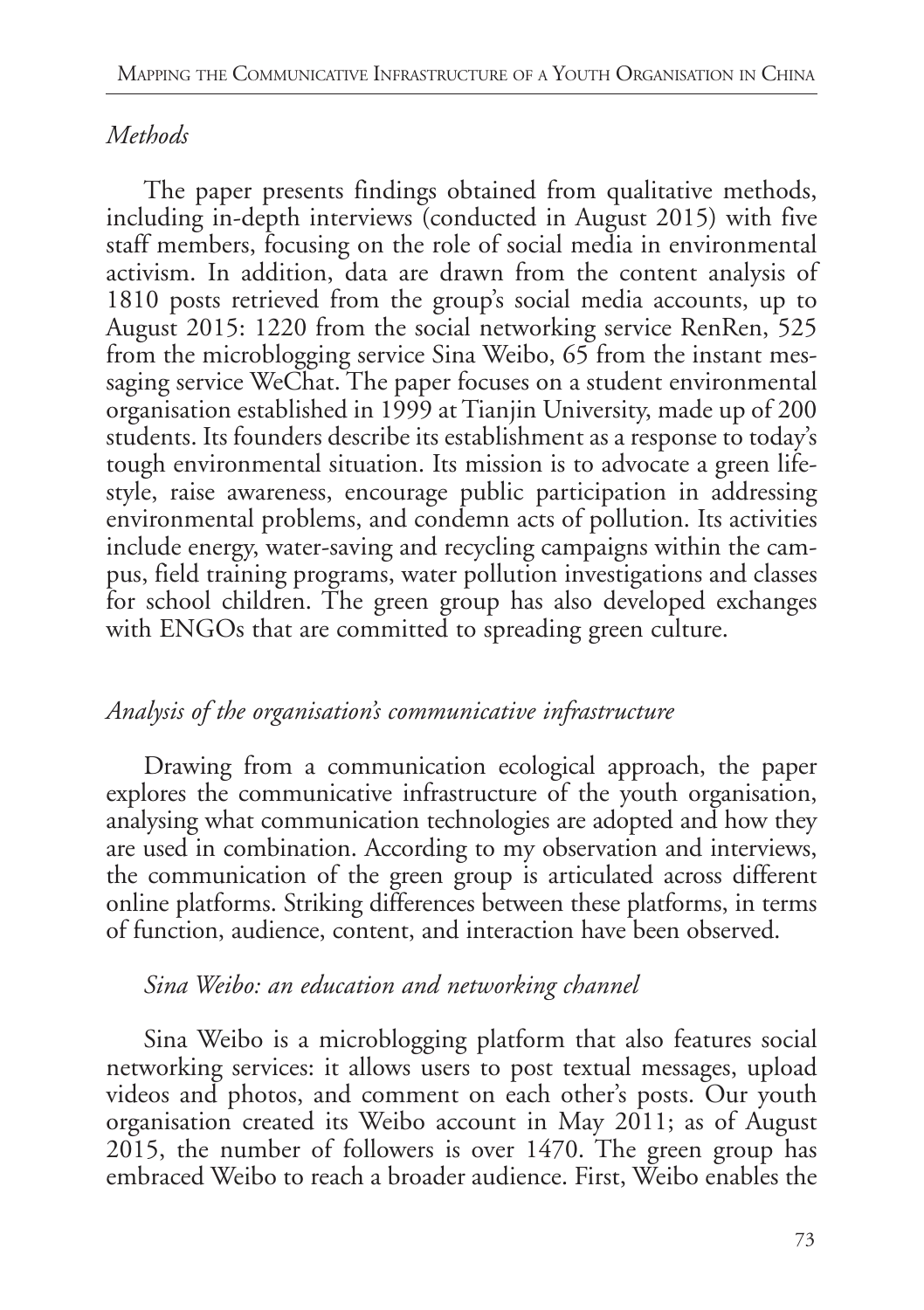*Methods*

The paper presents findings obtained from qualitative methods, including in-depth interviews (conducted in August 2015) with five staff members, focusing on the role of social media in environmental activism. In addition, data are drawn from the content analysis of 1810 posts retrieved from the group's social media accounts, up to August 2015: 1220 from the social networking service RenRen, 525 from the microblogging service Sina Weibo, 65 from the instant messaging service WeChat. The paper focuses on a student environmental organisation established in 1999 at Tianjin University, made up of 200 students. Its founders describe its establishment as a response to today's tough environmental situation. Its mission is to advocate a green lifestyle, raise awareness, encourage public participation in addressing environmental problems, and condemn acts of pollution. Its activities include energy, water-saving and recycling campaigns within the campus, field training programs, water pollution investigations and classes for school children. The green group has also developed exchanges with ENGOs that are committed to spreading green culture.

*Analysis of the organisation's communicative infrastructure*

Drawing from a communication ecological approach, the paper explores the communicative infrastructure of the youth organisation, analysing what communication technologies are adopted and how they are used in combination. According to my observation and interviews, the communication of the green group is articulated across different online platforms. Striking differences between these platforms, in terms of function, audience, content, and interaction have been observed.

*Sina Weibo: an education and networking channel*

Sina Weibo is a microblogging platform that also features social networking services: it allows users to post textual messages, upload videos and photos, and comment on each other's posts. Our youth organisation created its Weibo account in May 2011; as of August 2015, the number of followers is over 1470. The green group has embraced Weibo to reach a broader audience. First, Weibo enables the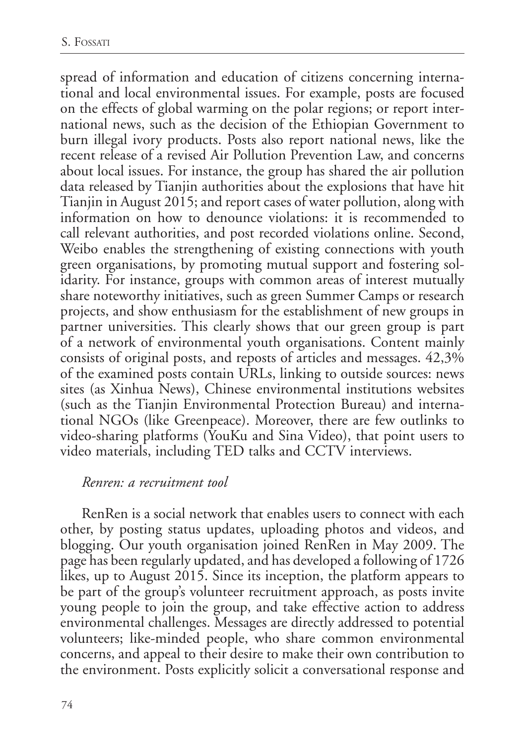spread of information and education of citizens concerning international and local environmental issues. For example, posts are focused on the effects of global warming on the polar regions; or report international news, such as the decision of the Ethiopian Government to burn illegal ivory products. Posts also report national news, like the recent release of a revised Air Pollution Prevention Law, and concerns about local issues. For instance, the group has shared the air pollution data released by Tianjin authorities about the explosions that have hit Tianjin in August 2015; and report cases of water pollution, along with information on how to denounce violations: it is recommended to call relevant authorities, and post recorded violations online. Second, Weibo enables the strengthening of existing connections with youth green organisations, by promoting mutual support and fostering solidarity. For instance, groups with common areas of interest mutually share noteworthy initiatives, such as green Summer Camps or research projects, and show enthusiasm for the establishment of new groups in partner universities. This clearly shows that our green group is part of a network of environmental youth organisations. Content mainly consists of original posts, and reposts of articles and messages. 42,3% of the examined posts contain URLs, linking to outside sources: news sites (as Xinhua News), Chinese environmental institutions websites (such as the Tianjin Environmental Protection Bureau) and international NGOs (like Greenpeace). Moreover, there are few outlinks to video-sharing platforms (YouKu and Sina Video), that point users to video materials, including TED talks and CCTV interviews.

*Renren: a recruitment tool*

RenRen is a social network that enables users to connect with each other, by posting status updates, uploading photos and videos, and blogging. Our youth organisation joined RenRen in May 2009. The page has been regularly updated, and has developed a following of 1726 likes, up to August 2015. Since its inception, the platform appears to be part of the group's volunteer recruitment approach, as posts invite young people to join the group, and take effective action to address environmental challenges. Messages are directly addressed to potential volunteers; like-minded people, who share common environmental concerns, and appeal to their desire to make their own contribution to the environment. Posts explicitly solicit a conversational response and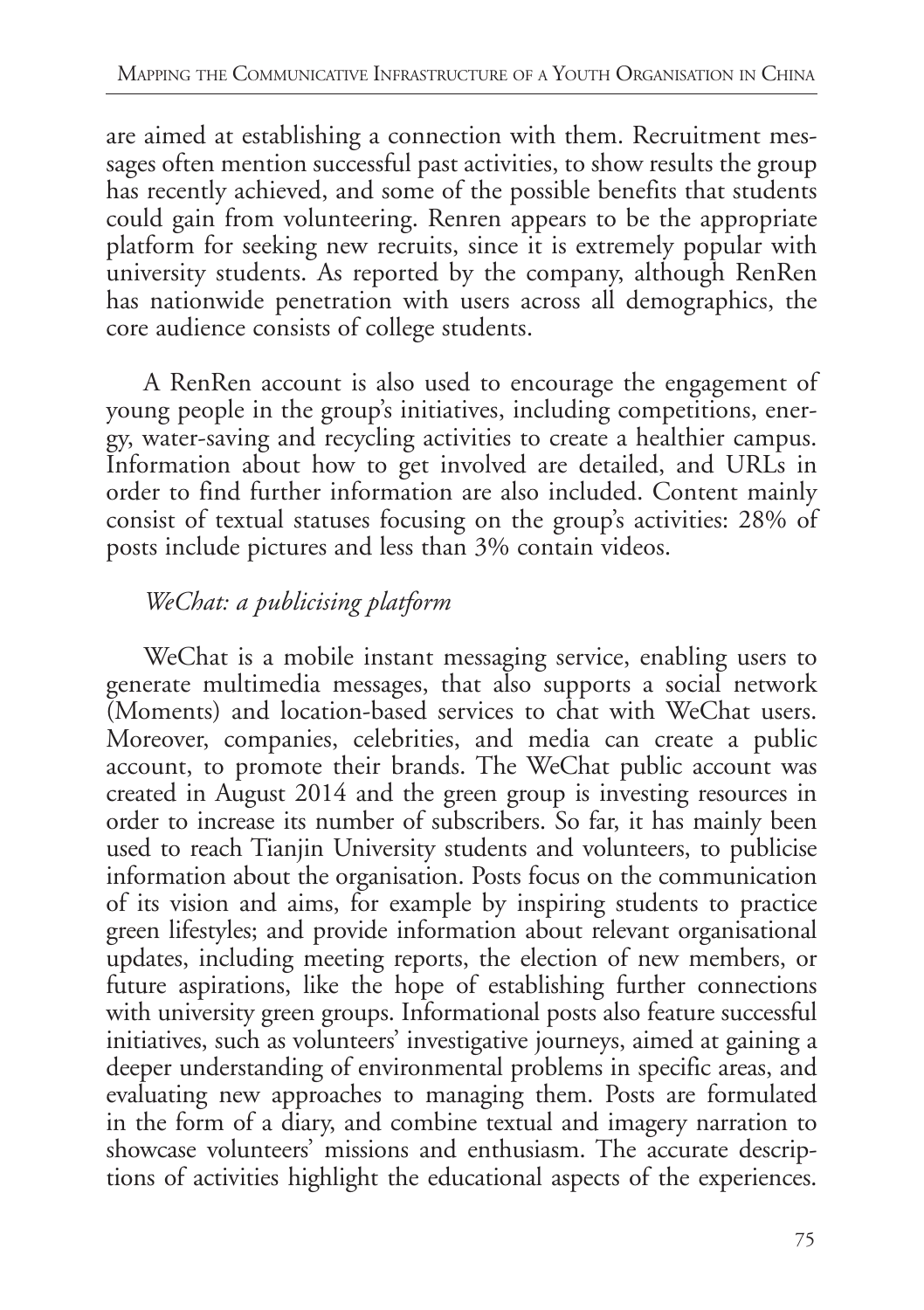are aimed at establishing a connection with them. Recruitment messages often mention successful past activities, to show results the group has recently achieved, and some of the possible benefits that students could gain from volunteering. Renren appears to be the appropriate platform for seeking new recruits, since it is extremely popular with university students. As reported by the company, although RenRen has nationwide penetration with users across all demographics, the core audience consists of college students.

A RenRen account is also used to encourage the engagement of young people in the group's initiatives, including competitions, energy, water-saving and recycling activities to create a healthier campus. Information about how to get involved are detailed, and URLs in order to find further information are also included. Content mainly consist of textual statuses focusing on the group's activities: 28% of posts include pictures and less than 3% contain videos.

### *WeChat: a publicising platform*

WeChat is a mobile instant messaging service, enabling users to generate multimedia messages, that also supports a social network (Moments) and location-based services to chat with WeChat users. Moreover, companies, celebrities, and media can create a public account, to promote their brands. The WeChat public account was created in August 2014 and the green group is investing resources in order to increase its number of subscribers. So far, it has mainly been used to reach Tianjin University students and volunteers, to publicise information about the organisation. Posts focus on the communication of its vision and aims, for example by inspiring students to practice green lifestyles; and provide information about relevant organisational updates, including meeting reports, the election of new members, or future aspirations, like the hope of establishing further connections with university green groups. Informational posts also feature successful initiatives, such as volunteers' investigative journeys, aimed at gaining a deeper understanding of environmental problems in specific areas, and evaluating new approaches to managing them. Posts are formulated in the form of a diary, and combine textual and imagery narration to showcase volunteers' missions and enthusiasm. The accurate descriptions of activities highlight the educational aspects of the experiences.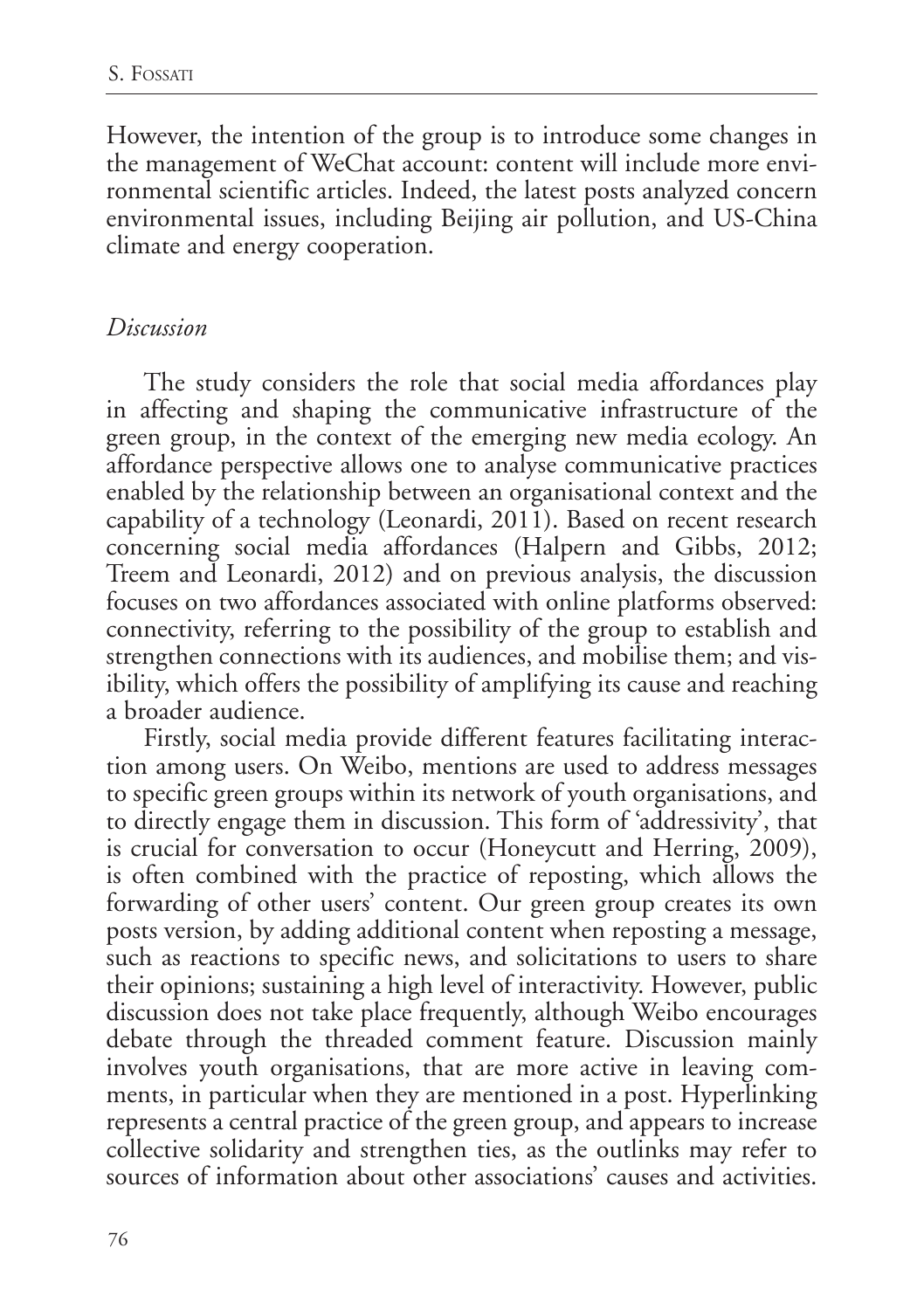However, the intention of the group is to introduce some changes in the management of WeChat account: content will include more environmental scientific articles. Indeed, the latest posts analyzed concern environmental issues, including Beijing air pollution, and US-China climate and energy cooperation.

### *Discussion*

The study considers the role that social media affordances play in affecting and shaping the communicative infrastructure of the green group, in the context of the emerging new media ecology. An affordance perspective allows one to analyse communicative practices enabled by the relationship between an organisational context and the capability of a technology (Leonardi, 2011). Based on recent research concerning social media affordances (Halpern and Gibbs, 2012; Treem and Leonardi, 2012) and on previous analysis, the discussion focuses on two affordances associated with online platforms observed: connectivity, referring to the possibility of the group to establish and strengthen connections with its audiences, and mobilise them; and visibility, which offers the possibility of amplifying its cause and reaching a broader audience.

Firstly, social media provide different features facilitating interaction among users. On Weibo, mentions are used to address messages to specific green groups within its network of youth organisations, and to directly engage them in discussion. This form of 'addressivity', that is crucial for conversation to occur (Honeycutt and Herring, 2009), is often combined with the practice of reposting, which allows the forwarding of other users' content. Our green group creates its own posts version, by adding additional content when reposting a message, such as reactions to specific news, and solicitations to users to share their opinions; sustaining a high level of interactivity. However, public discussion does not take place frequently, although Weibo encourages debate through the threaded comment feature. Discussion mainly involves youth organisations, that are more active in leaving comments, in particular when they are mentioned in a post. Hyperlinking represents a central practice of the green group, and appears to increase collective solidarity and strengthen ties, as the outlinks may refer to sources of information about other associations' causes and activities.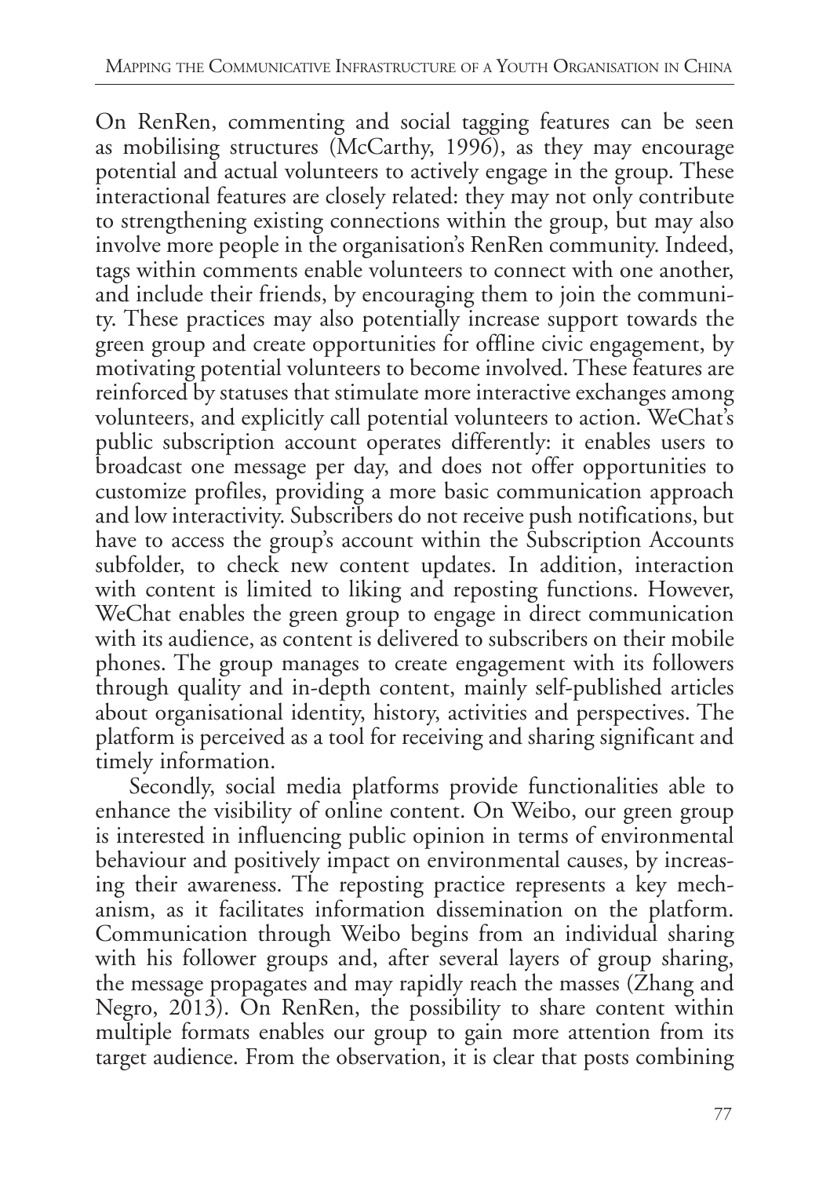On RenRen, commenting and social tagging features can be seen as mobilising structures (McCarthy, 1996), as they may encourage potential and actual volunteers to actively engage in the group. These interactional features are closely related: they may not only contribute to strengthening existing connections within the group, but may also involve more people in the organisation's RenRen community. Indeed, tags within comments enable volunteers to connect with one another, and include their friends, by encouraging them to join the community. These practices may also potentially increase support towards the green group and create opportunities for offline civic engagement, by motivating potential volunteers to become involved. These features are reinforced by statuses that stimulate more interactive exchanges among volunteers, and explicitly call potential volunteers to action. WeChat's public subscription account operates differently: it enables users to broadcast one message per day, and does not offer opportunities to customize profiles, providing a more basic communication approach and low interactivity. Subscribers do not receive push notifications, but have to access the group's account within the Subscription Accounts subfolder, to check new content updates. In addition, interaction with content is limited to liking and reposting functions. However, WeChat enables the green group to engage in direct communication with its audience, as content is delivered to subscribers on their mobile phones. The group manages to create engagement with its followers through quality and in-depth content, mainly self-published articles about organisational identity, history, activities and perspectives. The platform is perceived as a tool for receiving and sharing significant and timely information.

Secondly, social media platforms provide functionalities able to enhance the visibility of online content. On Weibo, our green group is interested in influencing public opinion in terms of environmental behaviour and positively impact on environmental causes, by increasing their awareness. The reposting practice represents a key mechanism, as it facilitates information dissemination on the platform. Communication through Weibo begins from an individual sharing with his follower groups and, after several layers of group sharing, the message propagates and may rapidly reach the masses (Zhang and Negro, 2013). On RenRen, the possibility to share content within multiple formats enables our group to gain more attention from its target audience. From the observation, it is clear that posts combining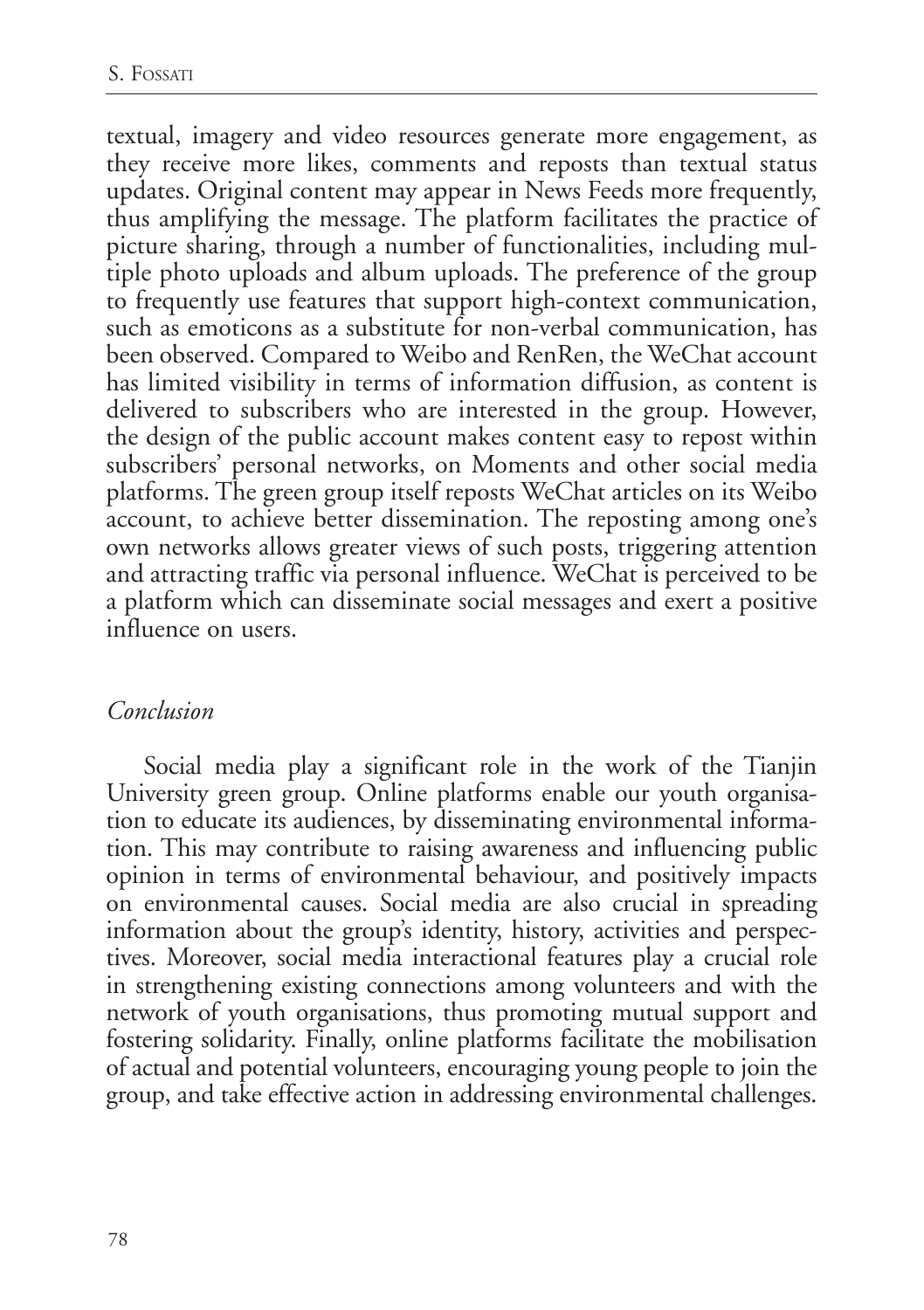textual, imagery and video resources generate more engagement, as they receive more likes, comments and reposts than textual status updates. Original content may appear in News Feeds more frequently, thus amplifying the message. The platform facilitates the practice of picture sharing, through a number of functionalities, including multiple photo uploads and album uploads. The preference of the group to frequently use features that support high-context communication, such as emoticons as a substitute for non-verbal communication, has been observed. Compared to Weibo and RenRen, the WeChat account has limited visibility in terms of information diffusion, as content is delivered to subscribers who are interested in the group. However, the design of the public account makes content easy to repost within subscribers' personal networks, on Moments and other social media platforms. The green group itself reposts WeChat articles on its Weibo account, to achieve better dissemination. The reposting among one's own networks allows greater views of such posts, triggering attention and attracting traffic via personal influence. WeChat is perceived to be a platform which can disseminate social messages and exert a positive influence on users.

## *Conclusion*

Social media play a significant role in the work of the Tianjin University green group. Online platforms enable our youth organisation to educate its audiences, by disseminating environmental information. This may contribute to raising awareness and influencing public opinion in terms of environmental behaviour, and positively impacts on environmental causes. Social media are also crucial in spreading information about the group's identity, history, activities and perspectives. Moreover, social media interactional features play a crucial role in strengthening existing connections among volunteers and with the network of youth organisations, thus promoting mutual support and fostering solidarity. Finally, online platforms facilitate the mobilisation of actual and potential volunteers, encouraging young people to join the group, and take effective action in addressing environmental challenges.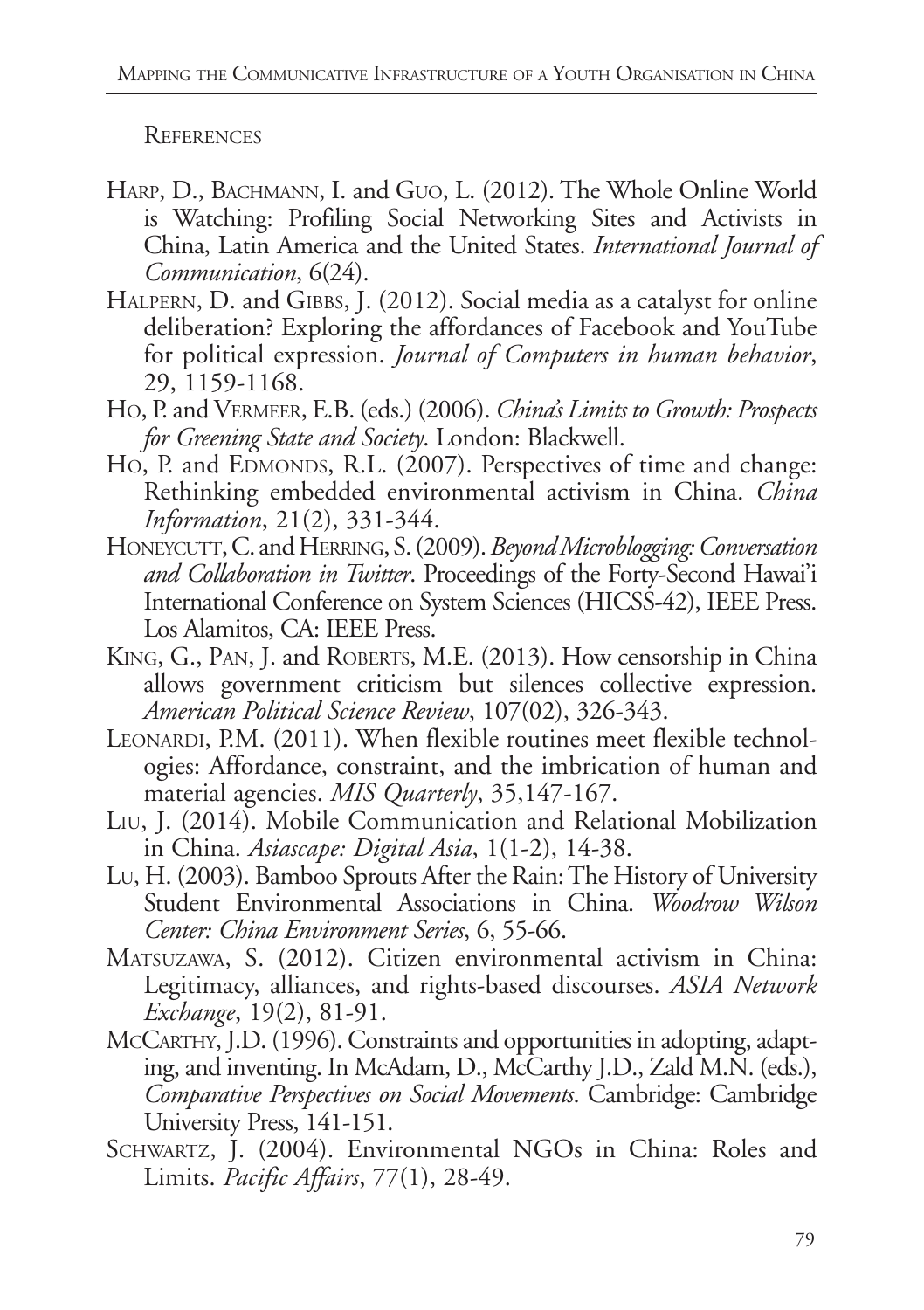## References

Harp, D., Bachmann, I. and Guo, L. (2012). The Whole Online World is Watching: Profiling Social Networking Sites and Activists in China, Latin America and the United States. *International Journal of Communication*, 6(24).

Halpern, D. and Gibbs, J. (2012). Social media as a catalyst for online deliberation? Exploring the affordances of Facebook and YouTube for political expression. *Journal of Computers in human behavior*, 29, 1159-1168.

Ho, P. and Vermeer, E.B. (eds.) (2006). *China's Limits to Growth: Prospects for Greening State and Society*. London: Blackwell.

Ho, P. and Edmonds, R.L. (2007). Perspectives of time and change: Rethinking embedded environmental activism in China. *China Information*, 21(2), 331-344.

Honeycutt, C. and Herring, S. (2009). *Beyond Microblogging: Conversation and Collaboration in Twitter*. Proceedings of the Forty-Second Hawai'i International Conference on System Sciences (HICSS-42), IEEE Press. Los Alamitos, CA: IEEE Press.

King, G., Pan, J. and Roberts, M.E. (2013). How censorship in China allows government criticism but silences collective expression. *American Political Science Review*, 107(02), 326-343.

Leonardi, P.M. (2011). When flexible routines meet flexible technologies: Affordance, constraint, and the imbrication of human and material agencies. *MIS Quarterly*, 35,147-167.

Liu, J. (2014). Mobile Communication and Relational Mobilization in China. *Asiascape: Digital Asia*, 1(1-2), 14-38.

Lu, H. (2003). Bamboo Sprouts After the Rain: The History of University Student Environmental Associations in China. *Woodrow Wilson Center: China Environment Series*, 6, 55-66.

Matsuzawa, S. (2012). Citizen environmental activism in China: Legitimacy, alliances, and rights-based discourses. *ASIA Network Exchange*, 19(2), 81-91.

McCarthy, J.D. (1996). Constraints and opportunities in adopting, adapting, and inventing. In McAdam, D., McCarthy J.D., Zald M.N. (eds.), *Comparative Perspectives on Social Movements*. Cambridge: Cambridge University Press, 141-151.

Schwartz, J. (2004). Environmental NGOs in China: Roles and Limits. *Pacific Affairs*, 77(1), 28-49.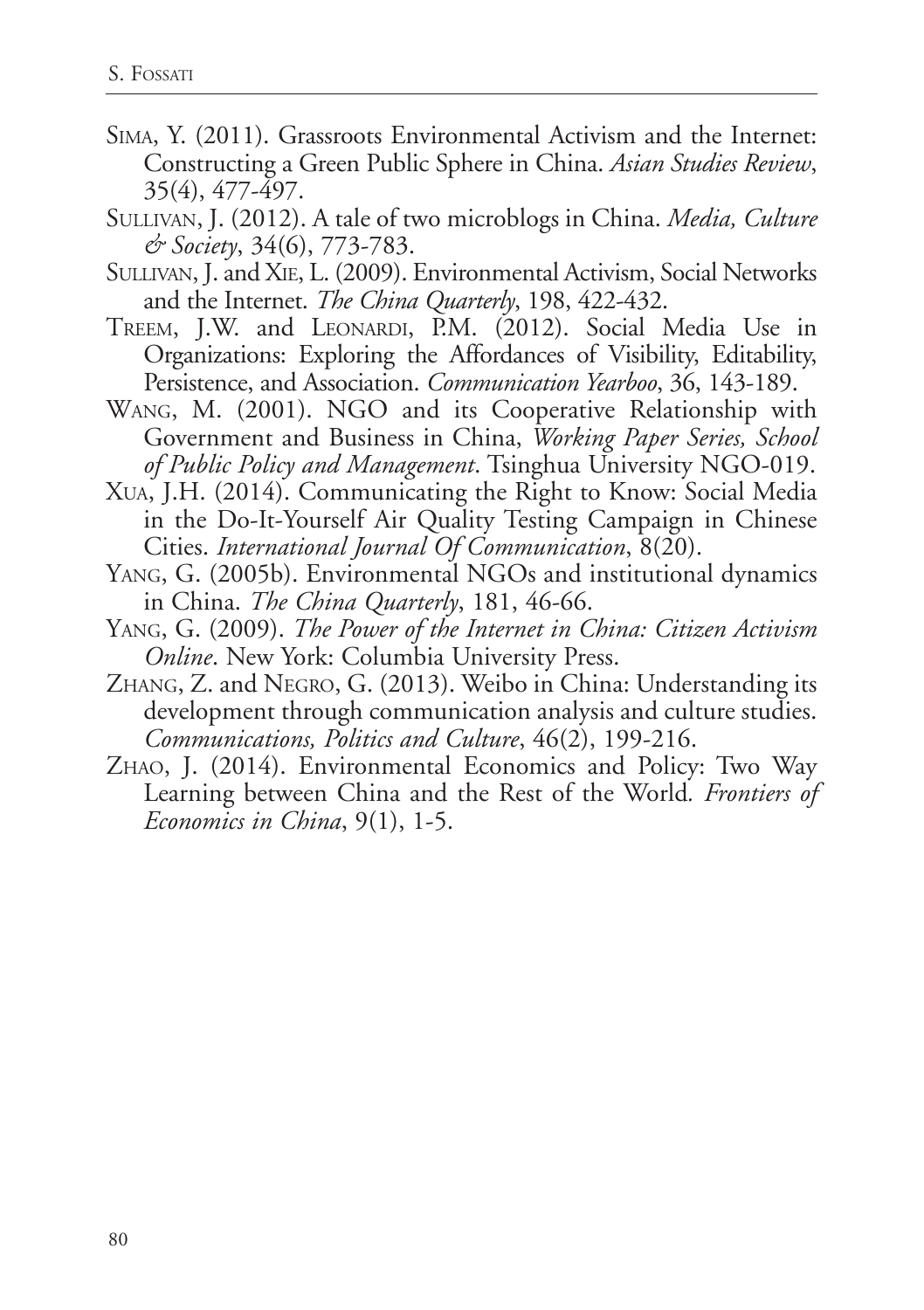Sima, Y. (2011). Grassroots Environmental Activism and the Internet: Constructing a Green Public Sphere in China. *Asian Studies Review*, 35(4), 477-497.

Sullivan, J. (2012). A tale of two microblogs in China. *Media, Culture & Society*, 34(6), 773-783.

Sullivan, J. and Xie, L. (2009). Environmental Activism, Social Networks and the Internet. *The China Quarterly*, 198, 422-432.

Treem, J.W. and Leonardi, P.M. (2012). Social Media Use in Organizations: Exploring the Affordances of Visibility, Editability, Persistence, and Association. *Communication Yearboo*, 36, 143-189.

Wang, M. (2001). NGO and its Cooperative Relationship with Government and Business in China, *Working Paper Series, School of Public Policy and Management*. Tsinghua University NGO-019.

Xua, J.H. (2014). Communicating the Right to Know: Social Media in the Do-It-Yourself Air Quality Testing Campaign in Chinese Cities. *International Journal Of Communication*, 8(20).

Yang, G. (2005b). Environmental NGOs and institutional dynamics in China. *The China Quarterly*, 181, 46-66.

Yang, G. (2009). *The Power of the Internet in China: Citizen Activism Online*. New York: Columbia University Press.

Zhang, Z. and Negro, G. (2013). Weibo in China: Understanding its development through communication analysis and culture studies. *Communications, Politics and Culture*, 46(2), 199-216.

Zhao, J. (2014). Environmental Economics and Policy: Two Way Learning between China and the Rest of the World. *Frontiers of Economics in China*, 9(1), 1-5.